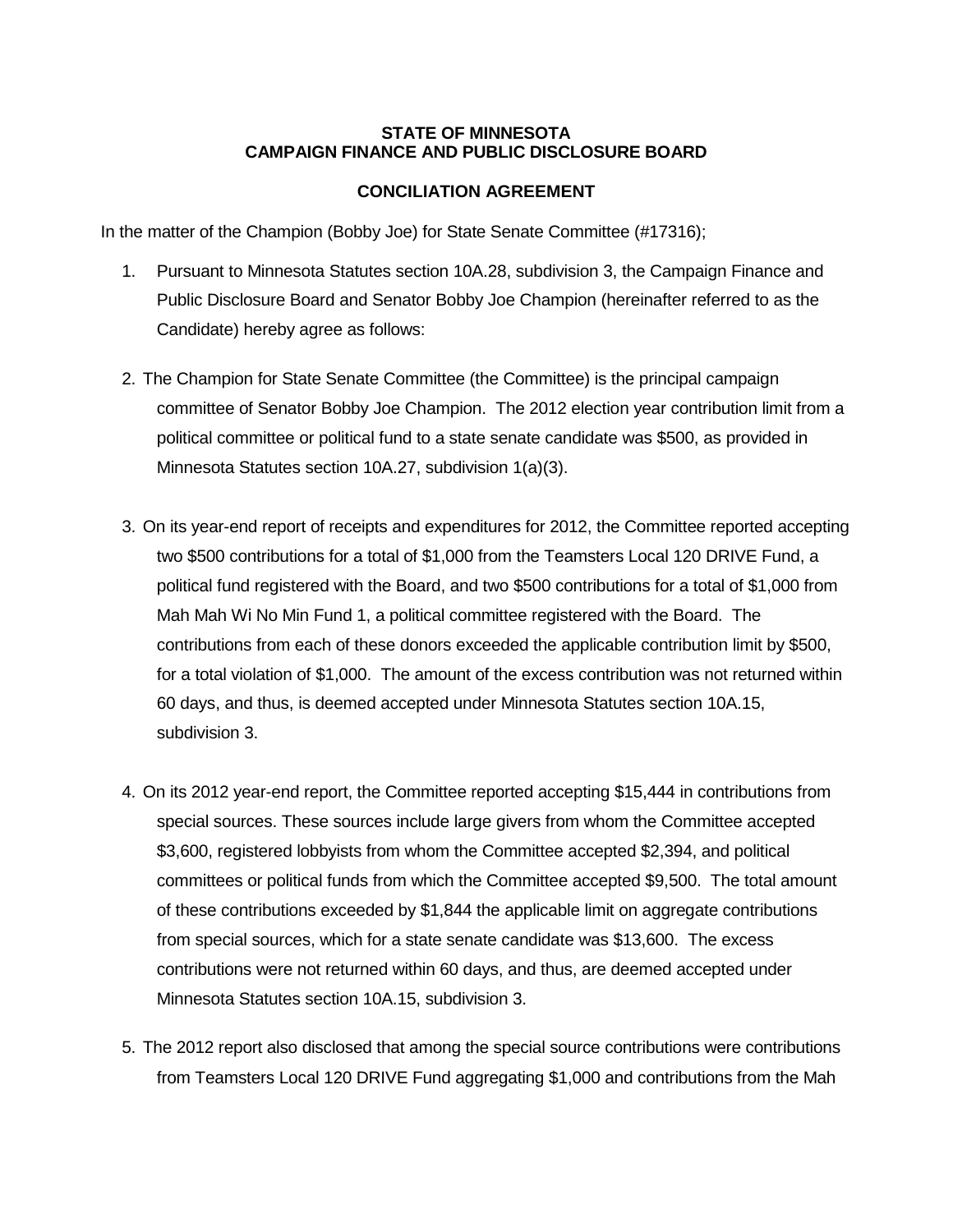**STATE OF MINNESOTA**
**CAMPAIGN FINANCE AND PUBLIC DISCLOSURE BOARD**

**CONCILIATION AGREEMENT**

In the matter of the Champion (Bobby Joe) for State Senate Committee (#17316);

1. Pursuant to Minnesota Statutes section 10A.28, subdivision 3, the Campaign Finance and Public Disclosure Board and Senator Bobby Joe Champion (hereinafter referred to as the Candidate) hereby agree as follows:

2. The Champion for State Senate Committee (the Committee) is the principal campaign committee of Senator Bobby Joe Champion. The 2012 election year contribution limit from a political committee or political fund to a state senate candidate was $500, as provided in Minnesota Statutes section 10A.27, subdivision 1(a)(3).

3. On its year-end report of receipts and expenditures for 2012, the Committee reported accepting two $500 contributions for a total of $1,000 from the Teamsters Local 120 DRIVE Fund, a political fund registered with the Board, and two $500 contributions for a total of $1,000 from Mah Mah Wi No Min Fund 1, a political committee registered with the Board. The contributions from each of these donors exceeded the applicable contribution limit by $500, for a total violation of $1,000. The amount of the excess contribution was not returned within 60 days, and thus, is deemed accepted under Minnesota Statutes section 10A.15, subdivision 3.

4. On its 2012 year-end report, the Committee reported accepting $15,444 in contributions from special sources. These sources include large givers from whom the Committee accepted $3,600, registered lobbyists from whom the Committee accepted $2,394, and political committees or political funds from which the Committee accepted $9,500. The total amount of these contributions exceeded by $1,844 the applicable limit on aggregate contributions from special sources, which for a state senate candidate was $13,600. The excess contributions were not returned within 60 days, and thus, are deemed accepted under Minnesota Statutes section 10A.15, subdivision 3.

5. The 2012 report also disclosed that among the special source contributions were contributions from Teamsters Local 120 DRIVE Fund aggregating $1,000 and contributions from the Mah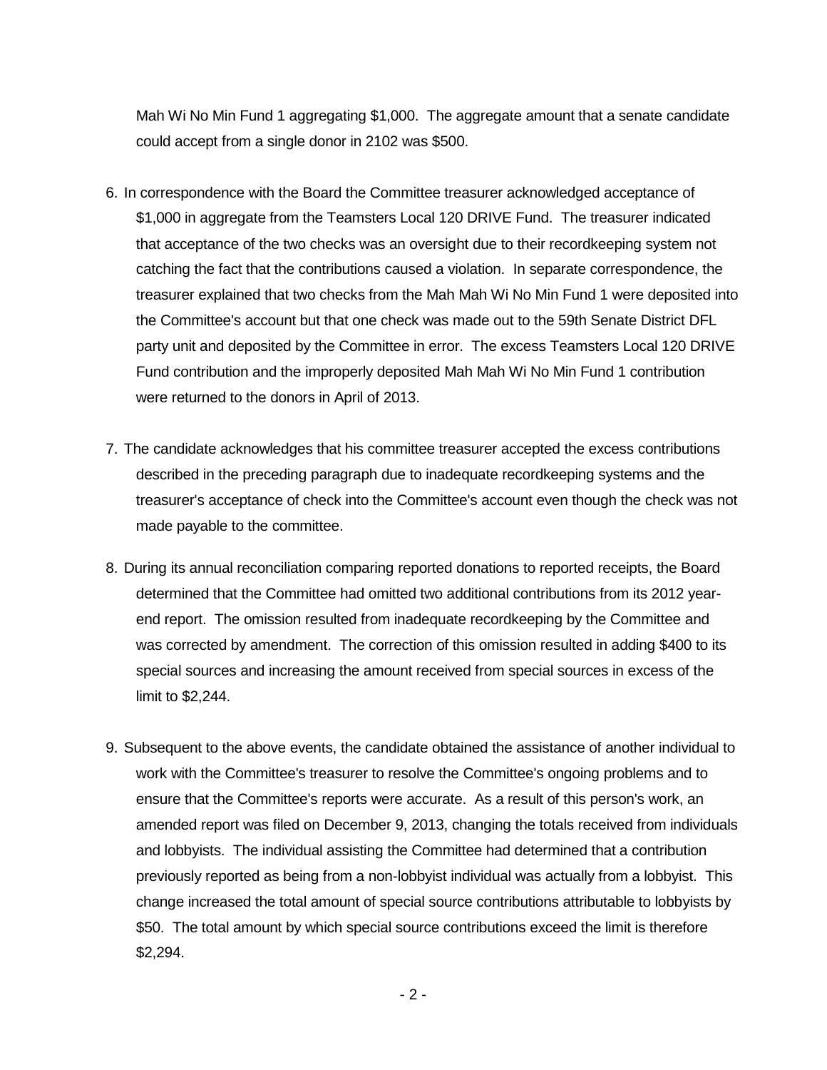Mah Wi No Min Fund 1 aggregating $1,000. The aggregate amount that a senate candidate could accept from a single donor in 2102 was $500.

6. In correspondence with the Board the Committee treasurer acknowledged acceptance of $1,000 in aggregate from the Teamsters Local 120 DRIVE Fund. The treasurer indicated that acceptance of the two checks was an oversight due to their recordkeeping system not catching the fact that the contributions caused a violation. In separate correspondence, the treasurer explained that two checks from the Mah Mah Wi No Min Fund 1 were deposited into the Committee's account but that one check was made out to the 59th Senate District DFL party unit and deposited by the Committee in error. The excess Teamsters Local 120 DRIVE Fund contribution and the improperly deposited Mah Mah Wi No Min Fund 1 contribution were returned to the donors in April of 2013.

7. The candidate acknowledges that his committee treasurer accepted the excess contributions described in the preceding paragraph due to inadequate recordkeeping systems and the treasurer's acceptance of check into the Committee's account even though the check was not made payable to the committee.

8. During its annual reconciliation comparing reported donations to reported receipts, the Board determined that the Committee had omitted two additional contributions from its 2012 year-end report. The omission resulted from inadequate recordkeeping by the Committee and was corrected by amendment. The correction of this omission resulted in adding $400 to its special sources and increasing the amount received from special sources in excess of the limit to $2,244.

9. Subsequent to the above events, the candidate obtained the assistance of another individual to work with the Committee's treasurer to resolve the Committee's ongoing problems and to ensure that the Committee's reports were accurate. As a result of this person's work, an amended report was filed on December 9, 2013, changing the totals received from individuals and lobbyists. The individual assisting the Committee had determined that a contribution previously reported as being from a non-lobbyist individual was actually from a lobbyist. This change increased the total amount of special source contributions attributable to lobbyists by $50. The total amount by which special source contributions exceed the limit is therefore $2,294.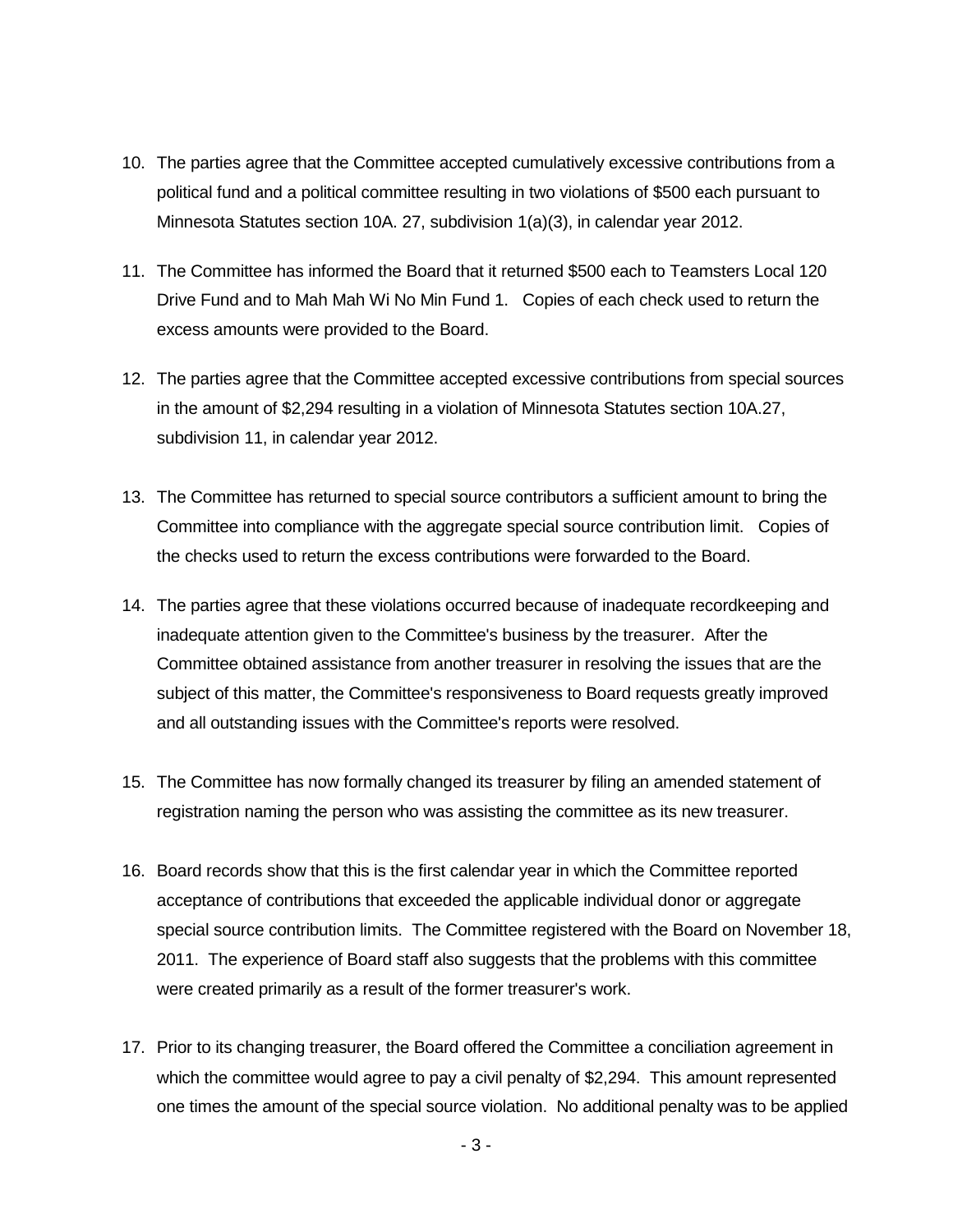10. The parties agree that the Committee accepted cumulatively excessive contributions from a political fund and a political committee resulting in two violations of $500 each pursuant to Minnesota Statutes section 10A. 27, subdivision 1(a)(3), in calendar year 2012.

11. The Committee has informed the Board that it returned $500 each to Teamsters Local 120 Drive Fund and to Mah Mah Wi No Min Fund 1. Copies of each check used to return the excess amounts were provided to the Board.

12. The parties agree that the Committee accepted excessive contributions from special sources in the amount of $2,294 resulting in a violation of Minnesota Statutes section 10A.27, subdivision 11, in calendar year 2012.

13. The Committee has returned to special source contributors a sufficient amount to bring the Committee into compliance with the aggregate special source contribution limit. Copies of the checks used to return the excess contributions were forwarded to the Board.

14. The parties agree that these violations occurred because of inadequate recordkeeping and inadequate attention given to the Committee's business by the treasurer. After the Committee obtained assistance from another treasurer in resolving the issues that are the subject of this matter, the Committee's responsiveness to Board requests greatly improved and all outstanding issues with the Committee's reports were resolved.

15. The Committee has now formally changed its treasurer by filing an amended statement of registration naming the person who was assisting the committee as its new treasurer.

16. Board records show that this is the first calendar year in which the Committee reported acceptance of contributions that exceeded the applicable individual donor or aggregate special source contribution limits. The Committee registered with the Board on November 18, 2011. The experience of Board staff also suggests that the problems with this committee were created primarily as a result of the former treasurer's work.

17. Prior to its changing treasurer, the Board offered the Committee a conciliation agreement in which the committee would agree to pay a civil penalty of $2,294. This amount represented one times the amount of the special source violation. No additional penalty was to be applied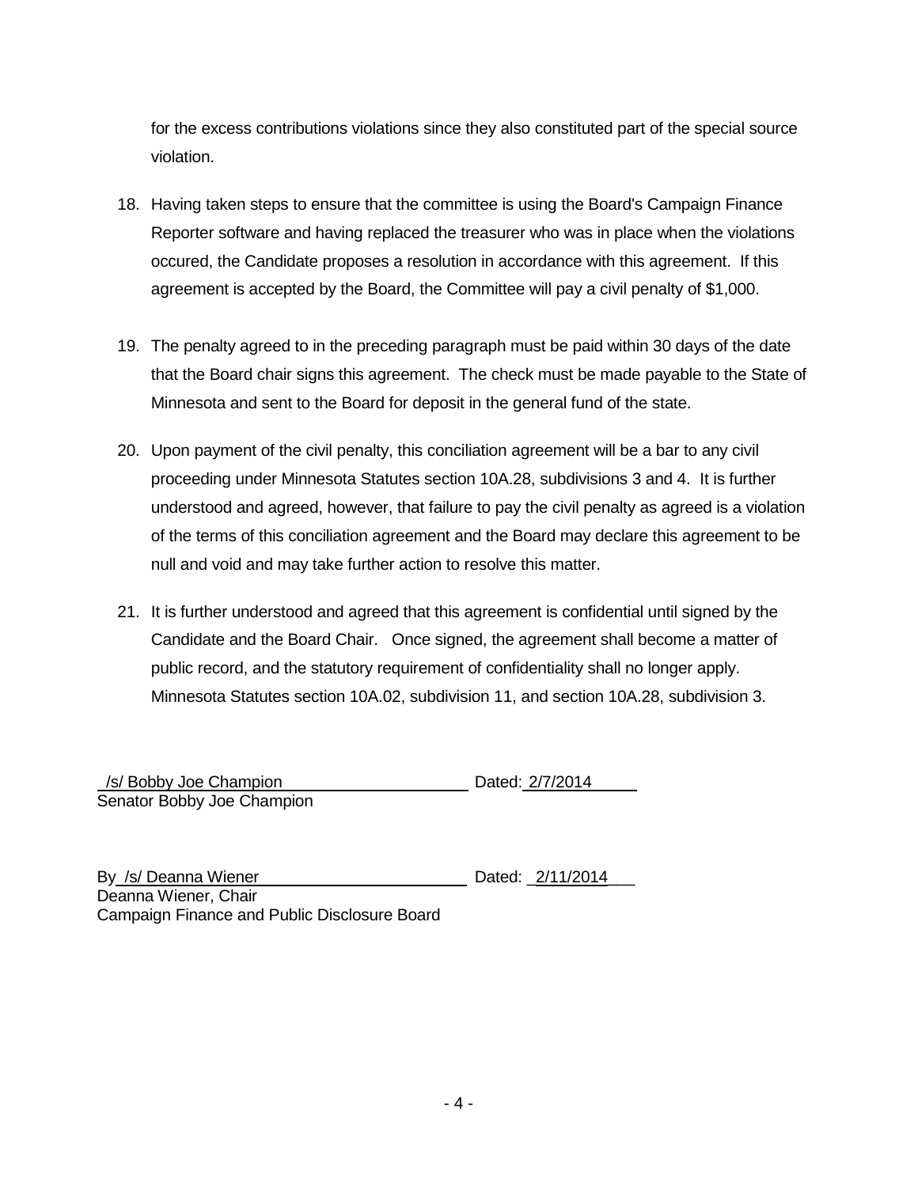for the excess contributions violations since they also constituted part of the special source violation.

18. Having taken steps to ensure that the committee is using the Board's Campaign Finance Reporter software and having replaced the treasurer who was in place when the violations occured, the Candidate proposes a resolution in accordance with this agreement. If this agreement is accepted by the Board, the Committee will pay a civil penalty of $1,000.

19. The penalty agreed to in the preceding paragraph must be paid within 30 days of the date that the Board chair signs this agreement. The check must be made payable to the State of Minnesota and sent to the Board for deposit in the general fund of the state.

20. Upon payment of the civil penalty, this conciliation agreement will be a bar to any civil proceeding under Minnesota Statutes section 10A.28, subdivisions 3 and 4. It is further understood and agreed, however, that failure to pay the civil penalty as agreed is a violation of the terms of this conciliation agreement and the Board may declare this agreement to be null and void and may take further action to resolve this matter.

21. It is further understood and agreed that this agreement is confidential until signed by the Candidate and the Board Chair. Once signed, the agreement shall become a matter of public record, and the statutory requirement of confidentiality shall no longer apply. Minnesota Statutes section 10A.02, subdivision 11, and section 10A.28, subdivision 3.

/s/ Bobby Joe Champion Dated: 2/7/2014
Senator Bobby Joe Champion

By /s/ Deanna Wiener Dated: 2/11/2014
Deanna Wiener, Chair
Campaign Finance and Public Disclosure Board